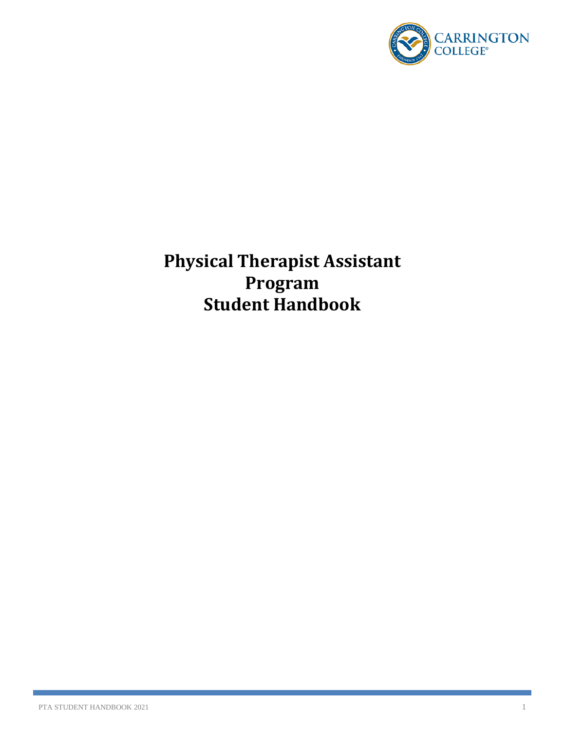# Physical Therapist Assistant Program Student Handbook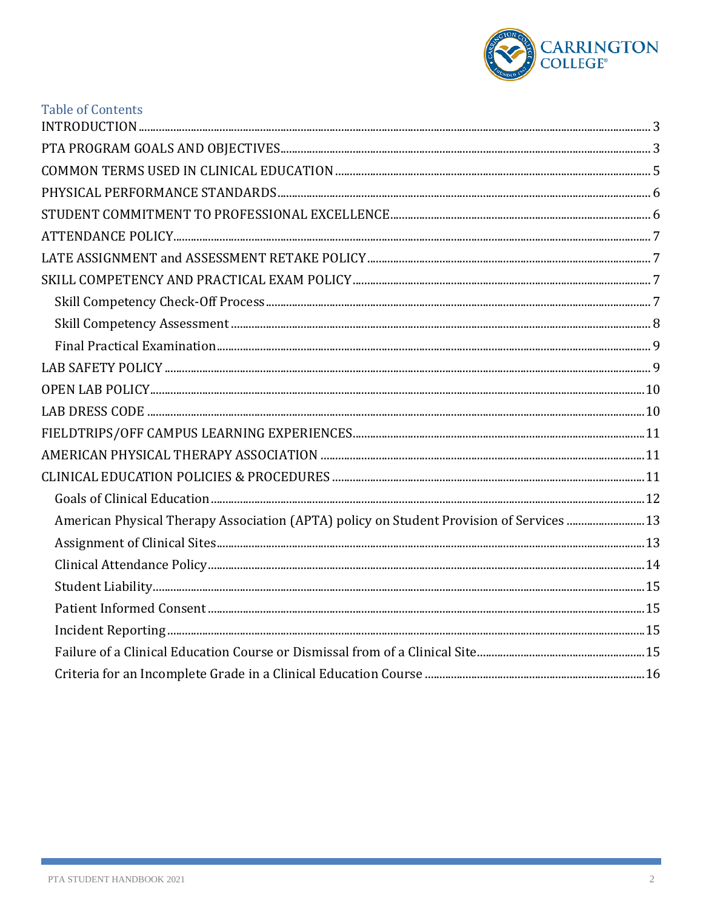## Table of Contents

- INTRODUCTION ..... 3
- PTA PROGRAM GOALS AND OBJECTIVES ..... 3
- COMMON TERMS USED IN CLINICAL EDUCATION ..... 5
- PHYSICAL PERFORMANCE STANDARDS ..... 6
- STUDENT COMMITMENT TO PROFESSIONAL EXCELLENCE ..... 6
- ATTENDANCE POLICY ..... 7
- LATE ASSIGNMENT and ASSESSMENT RETAKE POLICY ..... 7
- SKILL COMPETENCY AND PRACTICAL EXAM POLICY ..... 7
  - Skill Competency Check-Off Process ..... 7
  - Skill Competency Assessment ..... 8
  - Final Practical Examination ..... 9
- LAB SAFETY POLICY ..... 9
- OPEN LAB POLICY ..... 10
- LAB DRESS CODE ..... 10
- FIELDTRIPS/OFF CAMPUS LEARNING EXPERIENCES ..... 11
- AMERICAN PHYSICAL THERAPY ASSOCIATION ..... 11
- CLINICAL EDUCATION POLICIES & PROCEDURES ..... 11
  - Goals of Clinical Education ..... 12
  - American Physical Therapy Association (APTA) policy on Student Provision of Services ..... 13
  - Assignment of Clinical Sites ..... 13
  - Clinical Attendance Policy ..... 14
  - Student Liability ..... 15
  - Patient Informed Consent ..... 15
  - Incident Reporting ..... 15
  - Failure of a Clinical Education Course or Dismissal from of a Clinical Site ..... 15
  - Criteria for an Incomplete Grade in a Clinical Education Course ..... 16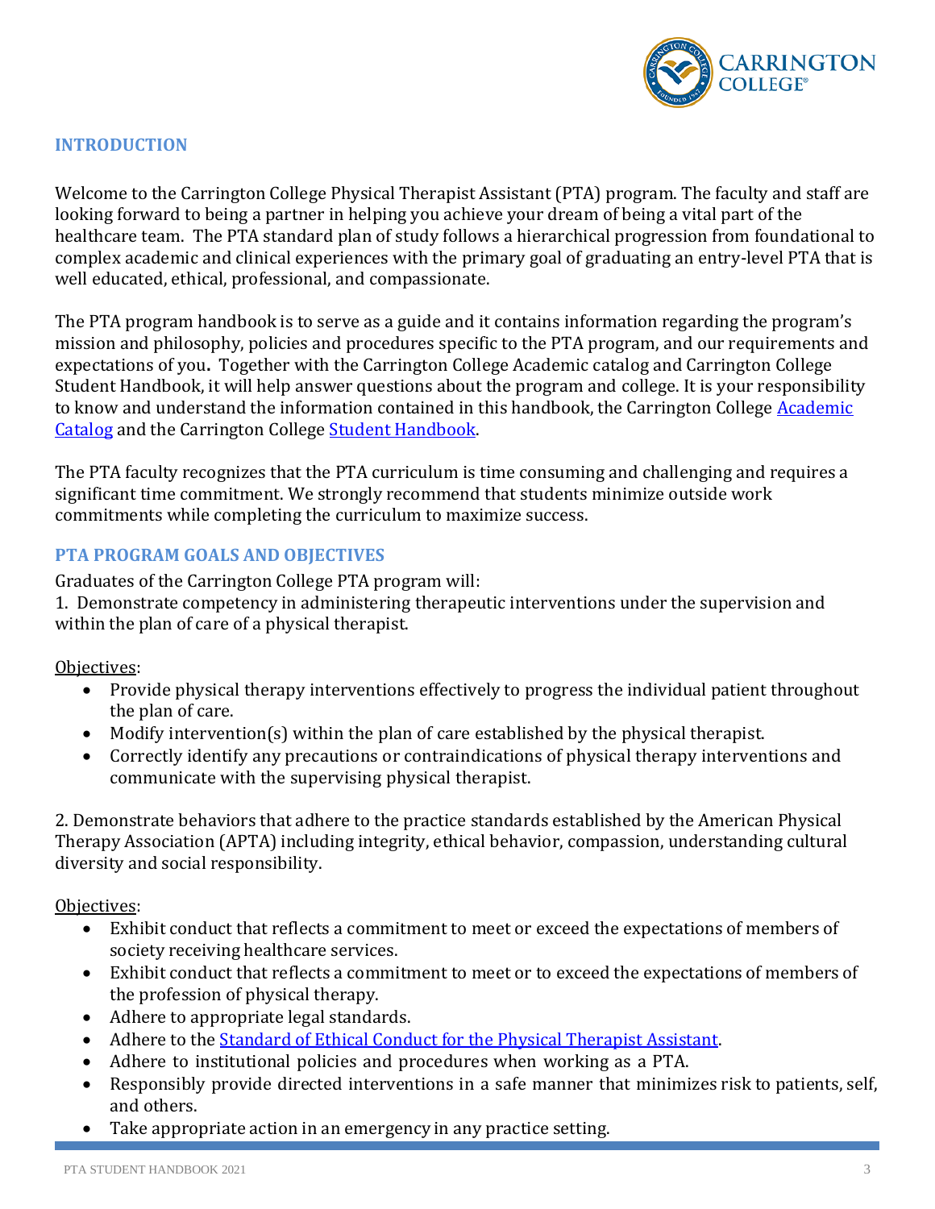## INTRODUCTION

Welcome to the Carrington College Physical Therapist Assistant (PTA) program. The faculty and staff are looking forward to being a partner in helping you achieve your dream of being a vital part of the healthcare team. The PTA standard plan of study follows a hierarchical progression from foundational to complex academic and clinical experiences with the primary goal of graduating an entry-level PTA that is well educated, ethical, professional, and compassionate.

The PTA program handbook is to serve as a guide and it contains information regarding the program's mission and philosophy, policies and procedures specific to the PTA program, and our requirements and expectations of you**.** Together with the Carrington College Academic catalog and Carrington College Student Handbook, it will help answer questions about the program and college. It is your responsibility to know and understand the information contained in this handbook, the Carrington College [Academic Catalog]() and the Carrington College [Student Handbook]().

The PTA faculty recognizes that the PTA curriculum is time consuming and challenging and requires a significant time commitment. We strongly recommend that students minimize outside work commitments while completing the curriculum to maximize success.

## PTA PROGRAM GOALS AND OBJECTIVES

Graduates of the Carrington College PTA program will:

1. Demonstrate competency in administering therapeutic interventions under the supervision and within the plan of care of a physical therapist.

Objectives:

- Provide physical therapy interventions effectively to progress the individual patient throughout the plan of care.
- Modify intervention(s) within the plan of care established by the physical therapist.
- Correctly identify any precautions or contraindications of physical therapy interventions and communicate with the supervising physical therapist.

2. Demonstrate behaviors that adhere to the practice standards established by the American Physical Therapy Association (APTA) including integrity, ethical behavior, compassion, understanding cultural diversity and social responsibility.

Objectives:

- Exhibit conduct that reflects a commitment to meet or exceed the expectations of members of society receiving healthcare services.
- Exhibit conduct that reflects a commitment to meet or to exceed the expectations of members of the profession of physical therapy.
- Adhere to appropriate legal standards.
- Adhere to the [Standard of Ethical Conduct for the Physical Therapist Assistant]().
- Adhere to institutional policies and procedures when working as a PTA.
- Responsibly provide directed interventions in a safe manner that minimizes risk to patients, self, and others.
- Take appropriate action in an emergency in any practice setting.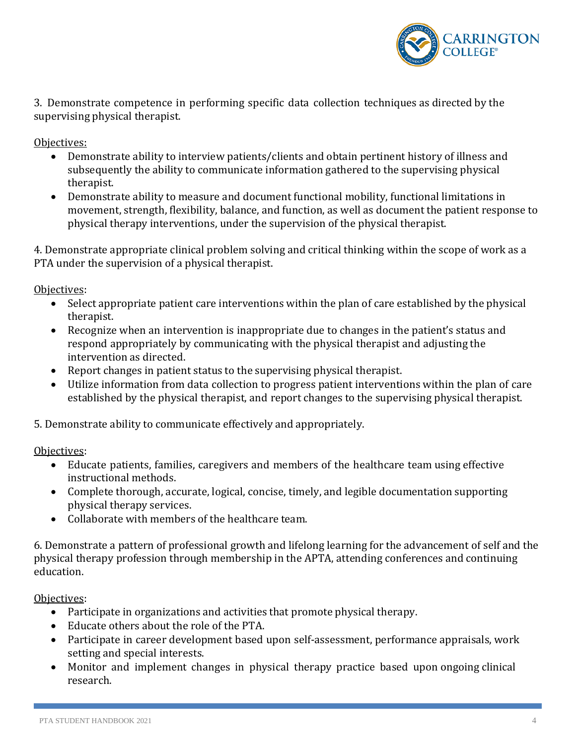3. Demonstrate competence in performing specific data collection techniques as directed by the supervising physical therapist.

Objectives:

- Demonstrate ability to interview patients/clients and obtain pertinent history of illness and subsequently the ability to communicate information gathered to the supervising physical therapist.
- Demonstrate ability to measure and document functional mobility, functional limitations in movement, strength, flexibility, balance, and function, as well as document the patient response to physical therapy interventions, under the supervision of the physical therapist.

4. Demonstrate appropriate clinical problem solving and critical thinking within the scope of work as a PTA under the supervision of a physical therapist.

Objectives:

- Select appropriate patient care interventions within the plan of care established by the physical therapist.
- Recognize when an intervention is inappropriate due to changes in the patient's status and respond appropriately by communicating with the physical therapist and adjusting the intervention as directed.
- Report changes in patient status to the supervising physical therapist.
- Utilize information from data collection to progress patient interventions within the plan of care established by the physical therapist, and report changes to the supervising physical therapist.

5. Demonstrate ability to communicate effectively and appropriately.

Objectives:

- Educate patients, families, caregivers and members of the healthcare team using effective instructional methods.
- Complete thorough, accurate, logical, concise, timely, and legible documentation supporting physical therapy services.
- Collaborate with members of the healthcare team.

6. Demonstrate a pattern of professional growth and lifelong learning for the advancement of self and the physical therapy profession through membership in the APTA, attending conferences and continuing education.

Objectives:

- Participate in organizations and activities that promote physical therapy.
- Educate others about the role of the PTA.
- Participate in career development based upon self-assessment, performance appraisals, work setting and special interests.
- Monitor and implement changes in physical therapy practice based upon ongoing clinical research.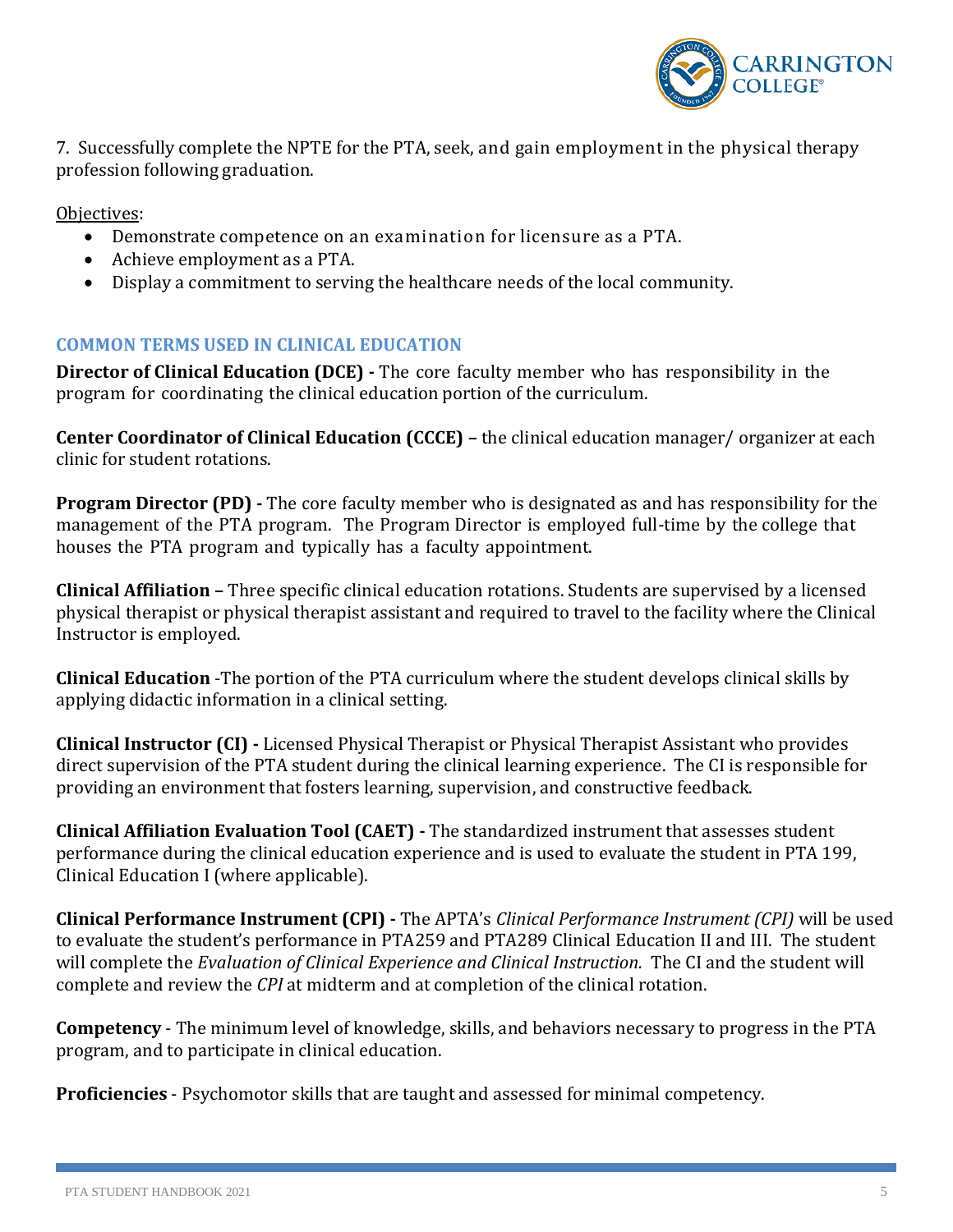7. Successfully complete the NPTE for the PTA, seek, and gain employment in the physical therapy profession following graduation.

Objectives:

- Demonstrate competence on an examination for licensure as a PTA.
- Achieve employment as a PTA.
- Display a commitment to serving the healthcare needs of the local community.

### COMMON TERMS USED IN CLINICAL EDUCATION

**Director of Clinical Education (DCE) -** The core faculty member who has responsibility in the program for coordinating the clinical education portion of the curriculum.

**Center Coordinator of Clinical Education (CCCE) –** the clinical education manager/ organizer at each clinic for student rotations.

**Program Director (PD) -** The core faculty member who is designated as and has responsibility for the management of the PTA program. The Program Director is employed full-time by the college that houses the PTA program and typically has a faculty appointment.

**Clinical Affiliation –** Three specific clinical education rotations. Students are supervised by a licensed physical therapist or physical therapist assistant and required to travel to the facility where the Clinical Instructor is employed.

**Clinical Education** -The portion of the PTA curriculum where the student develops clinical skills by applying didactic information in a clinical setting.

**Clinical Instructor (CI) -** Licensed Physical Therapist or Physical Therapist Assistant who provides direct supervision of the PTA student during the clinical learning experience. The CI is responsible for providing an environment that fosters learning, supervision, and constructive feedback.

**Clinical Affiliation Evaluation Tool (CAET) -** The standardized instrument that assesses student performance during the clinical education experience and is used to evaluate the student in PTA 199, Clinical Education I (where applicable).

**Clinical Performance Instrument (CPI) -** The APTA's *Clinical Performance Instrument (CPI)* will be used to evaluate the student's performance in PTA259 and PTA289 Clinical Education II and III. The student will complete the *Evaluation of Clinical Experience and Clinical Instruction.* The CI and the student will complete and review the *CPI* at midterm and at completion of the clinical rotation.

**Competency** - The minimum level of knowledge, skills, and behaviors necessary to progress in the PTA program, and to participate in clinical education.

**Proficiencies** - Psychomotor skills that are taught and assessed for minimal competency.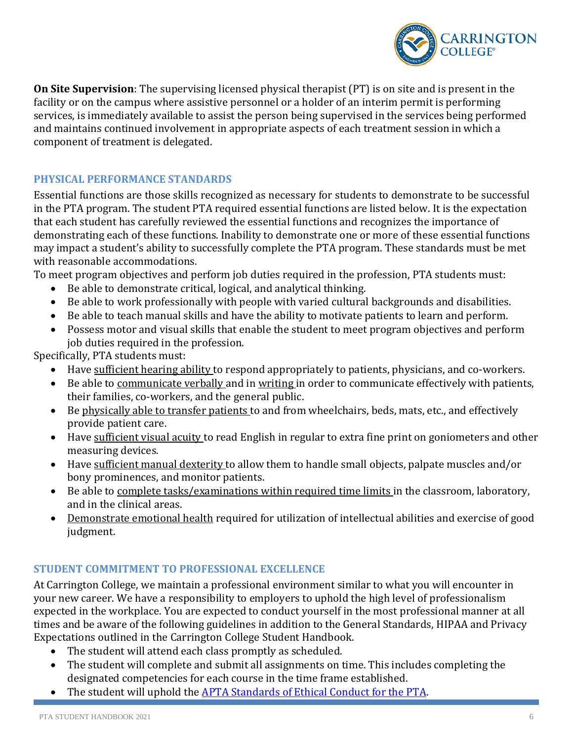**On Site Supervision**: The supervising licensed physical therapist (PT) is on site and is present in the facility or on the campus where assistive personnel or a holder of an interim permit is performing services, is immediately available to assist the person being supervised in the services being performed and maintains continued involvement in appropriate aspects of each treatment session in which a component of treatment is delegated.

## PHYSICAL PERFORMANCE STANDARDS

Essential functions are those skills recognized as necessary for students to demonstrate to be successful in the PTA program. The student PTA required essential functions are listed below. It is the expectation that each student has carefully reviewed the essential functions and recognizes the importance of demonstrating each of these functions. Inability to demonstrate one or more of these essential functions may impact a student's ability to successfully complete the PTA program. These standards must be met with reasonable accommodations.

To meet program objectives and perform job duties required in the profession, PTA students must:

- Be able to demonstrate critical, logical, and analytical thinking.
- Be able to work professionally with people with varied cultural backgrounds and disabilities.
- Be able to teach manual skills and have the ability to motivate patients to learn and perform.
- Possess motor and visual skills that enable the student to meet program objectives and perform job duties required in the profession.

Specifically, PTA students must:

- Have <u>sufficient hearing ability</u> to respond appropriately to patients, physicians, and co-workers.
- Be able to <u>communicate verbally</u> and in <u>writing</u> in order to communicate effectively with patients, their families, co-workers, and the general public.
- Be <u>physically able to transfer patients</u> to and from wheelchairs, beds, mats, etc., and effectively provide patient care.
- Have <u>sufficient visual acuity</u> to read English in regular to extra fine print on goniometers and other measuring devices.
- Have <u>sufficient manual dexterity</u> to allow them to handle small objects, palpate muscles and/or bony prominences, and monitor patients.
- Be able to <u>complete tasks/examinations within required time limits</u> in the classroom, laboratory, and in the clinical areas.
- <u>Demonstrate emotional health</u> required for utilization of intellectual abilities and exercise of good judgment.

## STUDENT COMMITMENT TO PROFESSIONAL EXCELLENCE

At Carrington College, we maintain a professional environment similar to what you will encounter in your new career. We have a responsibility to employers to uphold the high level of professionalism expected in the workplace. You are expected to conduct yourself in the most professional manner at all times and be aware of the following guidelines in addition to the General Standards, HIPAA and Privacy Expectations outlined in the Carrington College Student Handbook.

- The student will attend each class promptly as scheduled.
- The student will complete and submit all assignments on time. This includes completing the designated competencies for each course in the time frame established.
- The student will uphold the APTA Standards of Ethical Conduct for the PTA.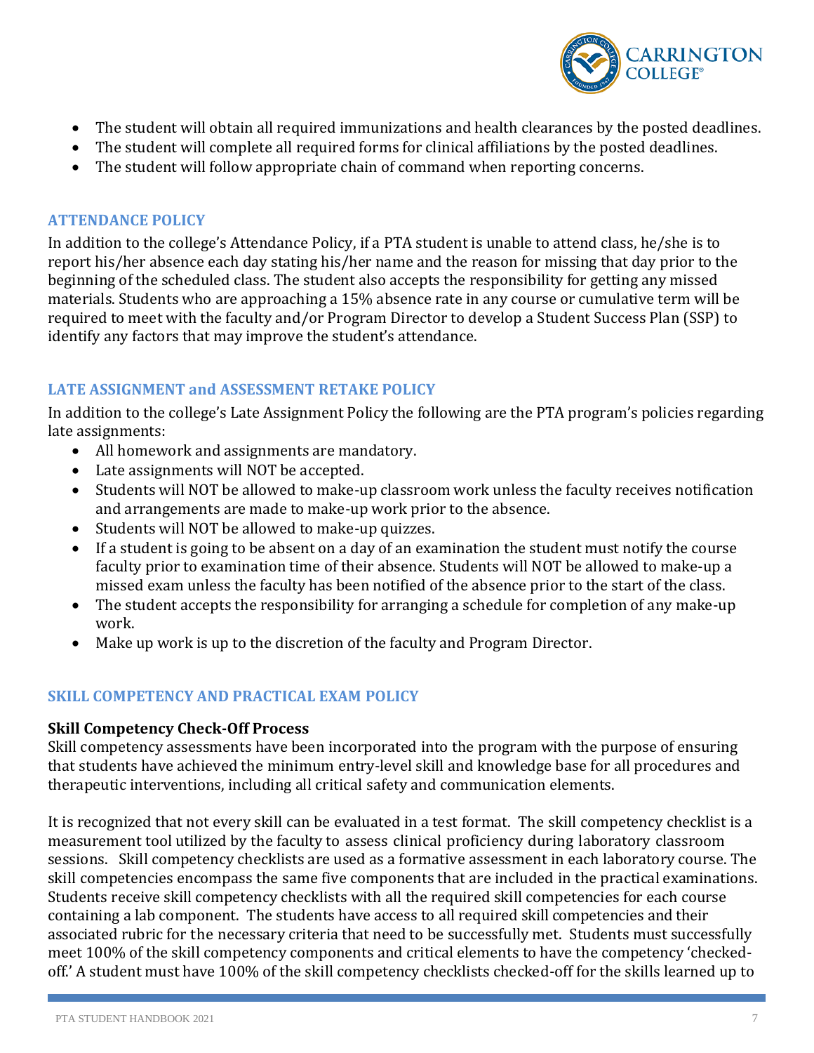- The student will obtain all required immunizations and health clearances by the posted deadlines.
- The student will complete all required forms for clinical affiliations by the posted deadlines.
- The student will follow appropriate chain of command when reporting concerns.

## ATTENDANCE POLICY

In addition to the college's Attendance Policy, if a PTA student is unable to attend class, he/she is to report his/her absence each day stating his/her name and the reason for missing that day prior to the beginning of the scheduled class. The student also accepts the responsibility for getting any missed materials. Students who are approaching a 15% absence rate in any course or cumulative term will be required to meet with the faculty and/or Program Director to develop a Student Success Plan (SSP) to identify any factors that may improve the student's attendance.

## LATE ASSIGNMENT and ASSESSMENT RETAKE POLICY

In addition to the college's Late Assignment Policy the following are the PTA program's policies regarding late assignments:

- All homework and assignments are mandatory.
- Late assignments will NOT be accepted.
- Students will NOT be allowed to make-up classroom work unless the faculty receives notification and arrangements are made to make-up work prior to the absence.
- Students will NOT be allowed to make-up quizzes.
- If a student is going to be absent on a day of an examination the student must notify the course faculty prior to examination time of their absence. Students will NOT be allowed to make-up a missed exam unless the faculty has been notified of the absence prior to the start of the class.
- The student accepts the responsibility for arranging a schedule for completion of any make-up work.
- Make up work is up to the discretion of the faculty and Program Director.

## SKILL COMPETENCY AND PRACTICAL EXAM POLICY

### Skill Competency Check-Off Process

Skill competency assessments have been incorporated into the program with the purpose of ensuring that students have achieved the minimum entry-level skill and knowledge base for all procedures and therapeutic interventions, including all critical safety and communication elements.

It is recognized that not every skill can be evaluated in a test format. The skill competency checklist is a measurement tool utilized by the faculty to assess clinical proficiency during laboratory classroom sessions. Skill competency checklists are used as a formative assessment in each laboratory course. The skill competencies encompass the same five components that are included in the practical examinations. Students receive skill competency checklists with all the required skill competencies for each course containing a lab component. The students have access to all required skill competencies and their associated rubric for the necessary criteria that need to be successfully met. Students must successfully meet 100% of the skill competency components and critical elements to have the competency 'checked-off.' A student must have 100% of the skill competency checklists checked-off for the skills learned up to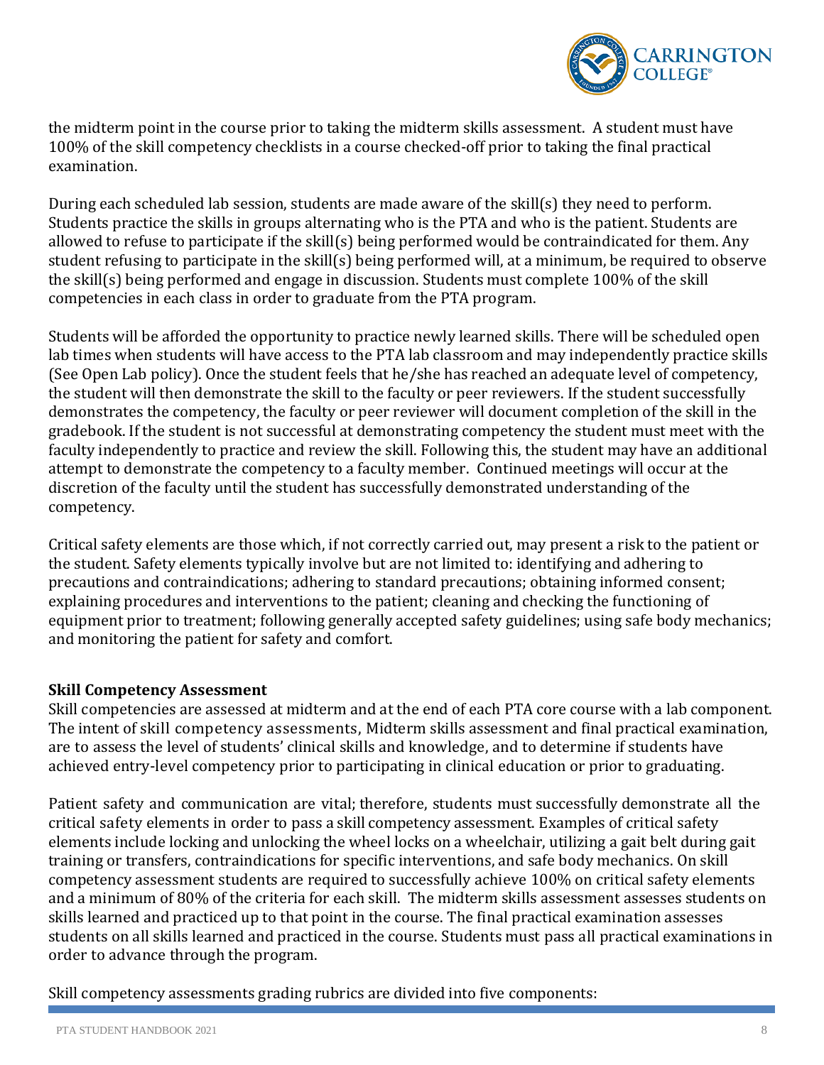the midterm point in the course prior to taking the midterm skills assessment. A student must have 100% of the skill competency checklists in a course checked-off prior to taking the final practical examination.

During each scheduled lab session, students are made aware of the skill(s) they need to perform. Students practice the skills in groups alternating who is the PTA and who is the patient. Students are allowed to refuse to participate if the skill(s) being performed would be contraindicated for them. Any student refusing to participate in the skill(s) being performed will, at a minimum, be required to observe the skill(s) being performed and engage in discussion. Students must complete 100% of the skill competencies in each class in order to graduate from the PTA program.

Students will be afforded the opportunity to practice newly learned skills. There will be scheduled open lab times when students will have access to the PTA lab classroom and may independently practice skills (See Open Lab policy). Once the student feels that he/she has reached an adequate level of competency, the student will then demonstrate the skill to the faculty or peer reviewers. If the student successfully demonstrates the competency, the faculty or peer reviewer will document completion of the skill in the gradebook. If the student is not successful at demonstrating competency the student must meet with the faculty independently to practice and review the skill. Following this, the student may have an additional attempt to demonstrate the competency to a faculty member. Continued meetings will occur at the discretion of the faculty until the student has successfully demonstrated understanding of the competency.

Critical safety elements are those which, if not correctly carried out, may present a risk to the patient or the student. Safety elements typically involve but are not limited to: identifying and adhering to precautions and contraindications; adhering to standard precautions; obtaining informed consent; explaining procedures and interventions to the patient; cleaning and checking the functioning of equipment prior to treatment; following generally accepted safety guidelines; using safe body mechanics; and monitoring the patient for safety and comfort.

**Skill Competency Assessment**

Skill competencies are assessed at midterm and at the end of each PTA core course with a lab component. The intent of skill competency assessments, Midterm skills assessment and final practical examination, are to assess the level of students' clinical skills and knowledge, and to determine if students have achieved entry-level competency prior to participating in clinical education or prior to graduating.

Patient safety and communication are vital; therefore, students must successfully demonstrate all the critical safety elements in order to pass a skill competency assessment. Examples of critical safety elements include locking and unlocking the wheel locks on a wheelchair, utilizing a gait belt during gait training or transfers, contraindications for specific interventions, and safe body mechanics. On skill competency assessment students are required to successfully achieve 100% on critical safety elements and a minimum of 80% of the criteria for each skill. The midterm skills assessment assesses students on skills learned and practiced up to that point in the course. The final practical examination assesses students on all skills learned and practiced in the course. Students must pass all practical examinations in order to advance through the program.

Skill competency assessments grading rubrics are divided into five components: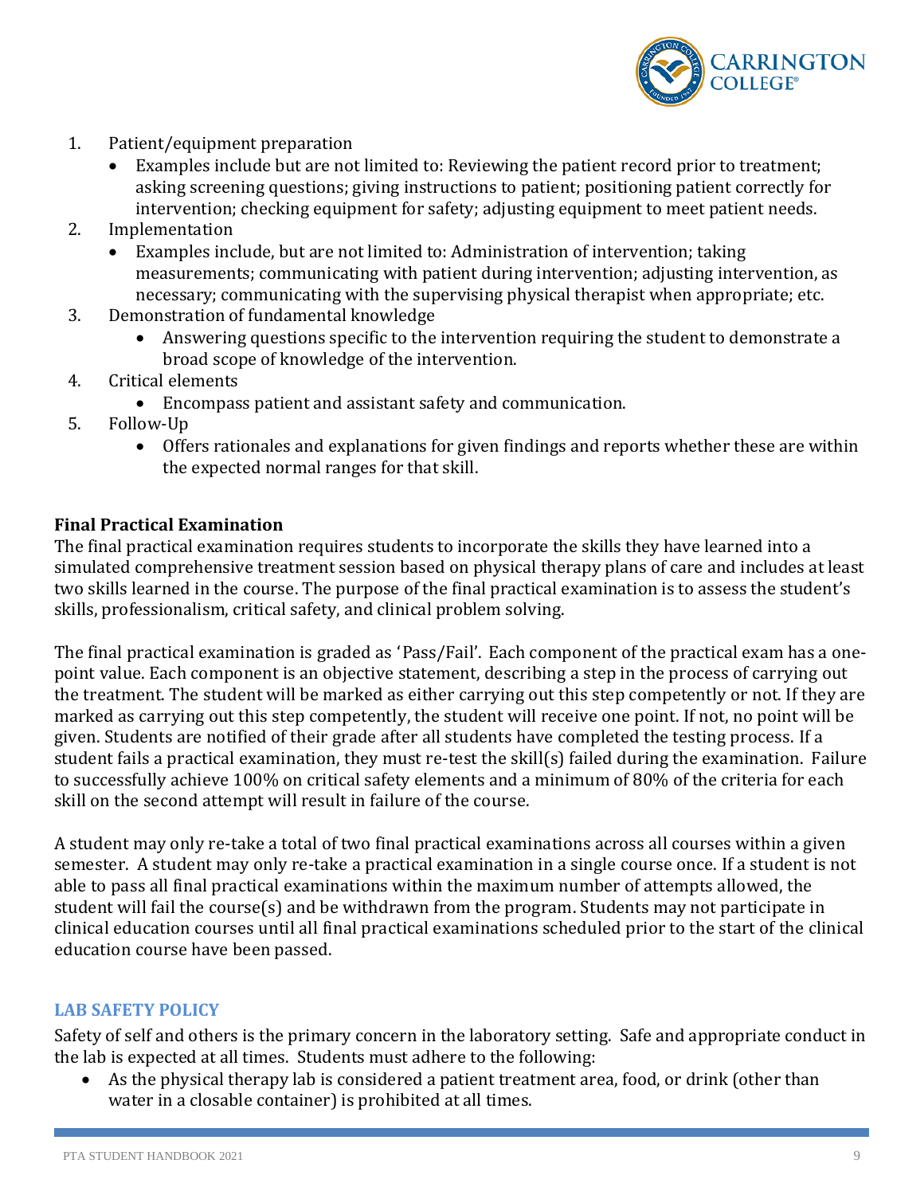1. Patient/equipment preparation
    - Examples include but are not limited to: Reviewing the patient record prior to treatment; asking screening questions; giving instructions to patient; positioning patient correctly for intervention; checking equipment for safety; adjusting equipment to meet patient needs.
2. Implementation
    - Examples include, but are not limited to: Administration of intervention; taking measurements; communicating with patient during intervention; adjusting intervention, as necessary; communicating with the supervising physical therapist when appropriate; etc.
3. Demonstration of fundamental knowledge
    - Answering questions specific to the intervention requiring the student to demonstrate a broad scope of knowledge of the intervention.
4. Critical elements
    - Encompass patient and assistant safety and communication.
5. Follow-Up
    - Offers rationales and explanations for given findings and reports whether these are within the expected normal ranges for that skill.

**Final Practical Examination**

The final practical examination requires students to incorporate the skills they have learned into a simulated comprehensive treatment session based on physical therapy plans of care and includes at least two skills learned in the course. The purpose of the final practical examination is to assess the student's skills, professionalism, critical safety, and clinical problem solving.

The final practical examination is graded as 'Pass/Fail'. Each component of the practical exam has a one-point value. Each component is an objective statement, describing a step in the process of carrying out the treatment. The student will be marked as either carrying out this step competently or not. If they are marked as carrying out this step competently, the student will receive one point. If not, no point will be given. Students are notified of their grade after all students have completed the testing process. If a student fails a practical examination, they must re-test the skill(s) failed during the examination. Failure to successfully achieve 100% on critical safety elements and a minimum of 80% of the criteria for each skill on the second attempt will result in failure of the course.

A student may only re-take a total of two final practical examinations across all courses within a given semester. A student may only re-take a practical examination in a single course once. If a student is not able to pass all final practical examinations within the maximum number of attempts allowed, the student will fail the course(s) and be withdrawn from the program. Students may not participate in clinical education courses until all final practical examinations scheduled prior to the start of the clinical education course have been passed.

## LAB SAFETY POLICY

Safety of self and others is the primary concern in the laboratory setting. Safe and appropriate conduct in the lab is expected at all times. Students must adhere to the following:

- As the physical therapy lab is considered a patient treatment area, food, or drink (other than water in a closable container) is prohibited at all times.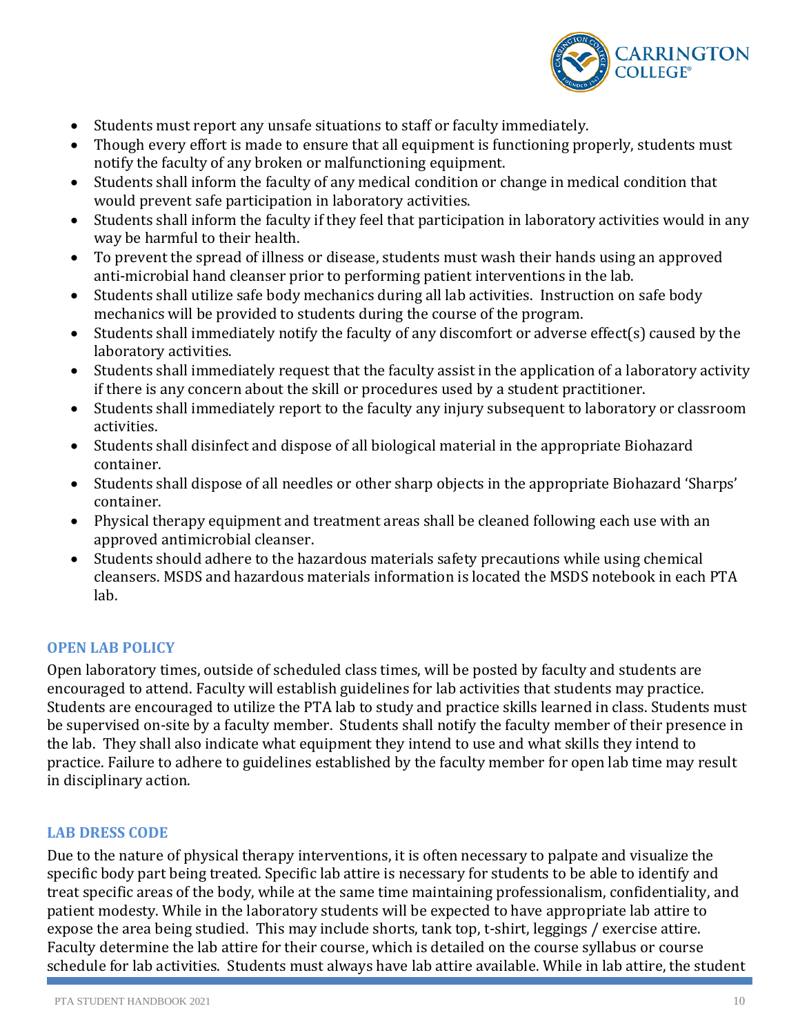- Students must report any unsafe situations to staff or faculty immediately.
- Though every effort is made to ensure that all equipment is functioning properly, students must notify the faculty of any broken or malfunctioning equipment.
- Students shall inform the faculty of any medical condition or change in medical condition that would prevent safe participation in laboratory activities.
- Students shall inform the faculty if they feel that participation in laboratory activities would in any way be harmful to their health.
- To prevent the spread of illness or disease, students must wash their hands using an approved anti-microbial hand cleanser prior to performing patient interventions in the lab.
- Students shall utilize safe body mechanics during all lab activities. Instruction on safe body mechanics will be provided to students during the course of the program.
- Students shall immediately notify the faculty of any discomfort or adverse effect(s) caused by the laboratory activities.
- Students shall immediately request that the faculty assist in the application of a laboratory activity if there is any concern about the skill or procedures used by a student practitioner.
- Students shall immediately report to the faculty any injury subsequent to laboratory or classroom activities.
- Students shall disinfect and dispose of all biological material in the appropriate Biohazard container.
- Students shall dispose of all needles or other sharp objects in the appropriate Biohazard 'Sharps' container.
- Physical therapy equipment and treatment areas shall be cleaned following each use with an approved antimicrobial cleanser.
- Students should adhere to the hazardous materials safety precautions while using chemical cleansers. MSDS and hazardous materials information is located the MSDS notebook in each PTA lab.

### OPEN LAB POLICY

Open laboratory times, outside of scheduled class times, will be posted by faculty and students are encouraged to attend. Faculty will establish guidelines for lab activities that students may practice. Students are encouraged to utilize the PTA lab to study and practice skills learned in class. Students must be supervised on-site by a faculty member. Students shall notify the faculty member of their presence in the lab. They shall also indicate what equipment they intend to use and what skills they intend to practice. Failure to adhere to guidelines established by the faculty member for open lab time may result in disciplinary action.

### LAB DRESS CODE

Due to the nature of physical therapy interventions, it is often necessary to palpate and visualize the specific body part being treated. Specific lab attire is necessary for students to be able to identify and treat specific areas of the body, while at the same time maintaining professionalism, confidentiality, and patient modesty. While in the laboratory students will be expected to have appropriate lab attire to expose the area being studied. This may include shorts, tank top, t-shirt, leggings / exercise attire. Faculty determine the lab attire for their course, which is detailed on the course syllabus or course schedule for lab activities. Students must always have lab attire available. While in lab attire, the student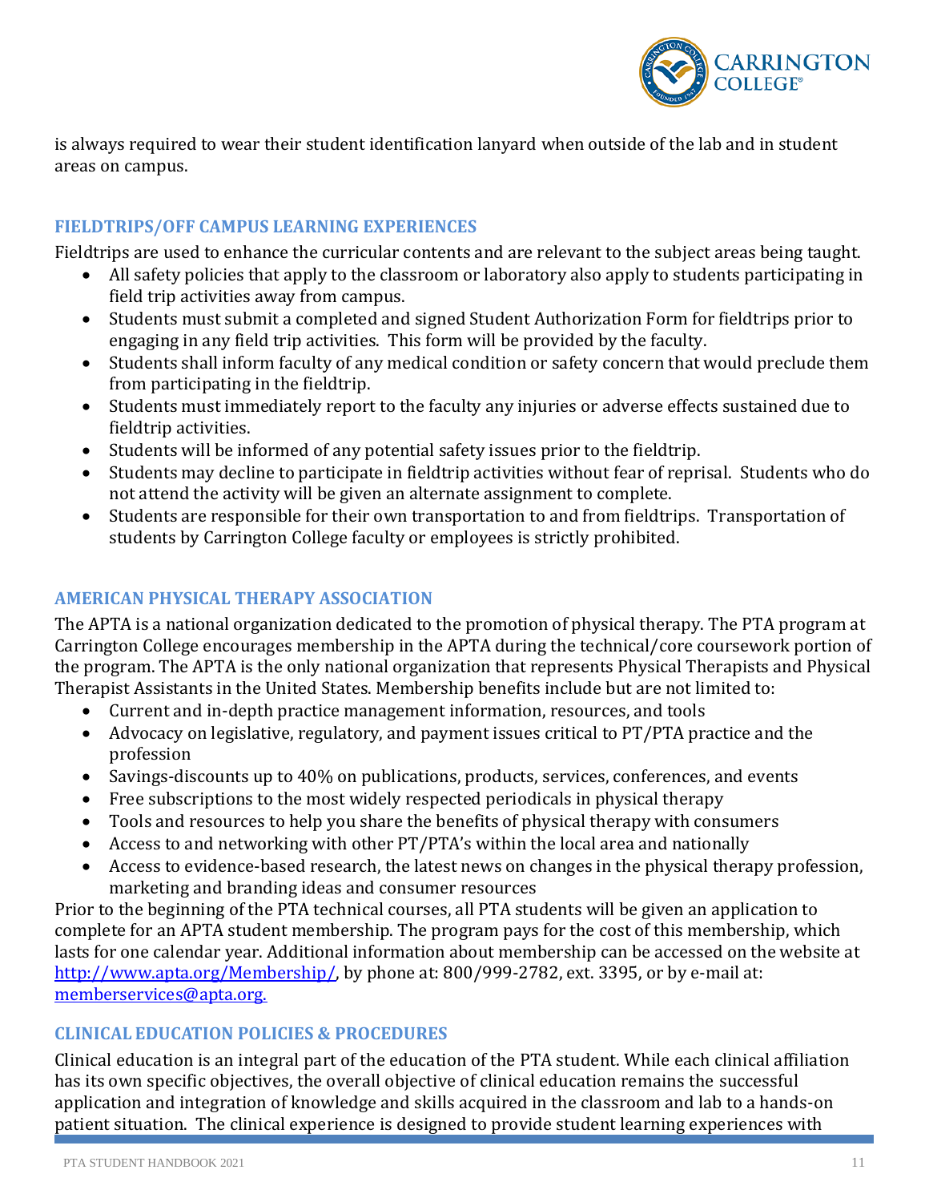is always required to wear their student identification lanyard when outside of the lab and in student areas on campus.

## FIELDTRIPS/OFF CAMPUS LEARNING EXPERIENCES

Fieldtrips are used to enhance the curricular contents and are relevant to the subject areas being taught.

- All safety policies that apply to the classroom or laboratory also apply to students participating in field trip activities away from campus.
- Students must submit a completed and signed Student Authorization Form for fieldtrips prior to engaging in any field trip activities. This form will be provided by the faculty.
- Students shall inform faculty of any medical condition or safety concern that would preclude them from participating in the fieldtrip.
- Students must immediately report to the faculty any injuries or adverse effects sustained due to fieldtrip activities.
- Students will be informed of any potential safety issues prior to the fieldtrip.
- Students may decline to participate in fieldtrip activities without fear of reprisal. Students who do not attend the activity will be given an alternate assignment to complete.
- Students are responsible for their own transportation to and from fieldtrips. Transportation of students by Carrington College faculty or employees is strictly prohibited.

## AMERICAN PHYSICAL THERAPY ASSOCIATION

The APTA is a national organization dedicated to the promotion of physical therapy. The PTA program at Carrington College encourages membership in the APTA during the technical/core coursework portion of the program. The APTA is the only national organization that represents Physical Therapists and Physical Therapist Assistants in the United States. Membership benefits include but are not limited to:

- Current and in-depth practice management information, resources, and tools
- Advocacy on legislative, regulatory, and payment issues critical to PT/PTA practice and the profession
- Savings-discounts up to 40% on publications, products, services, conferences, and events
- Free subscriptions to the most widely respected periodicals in physical therapy
- Tools and resources to help you share the benefits of physical therapy with consumers
- Access to and networking with other PT/PTA's within the local area and nationally
- Access to evidence-based research, the latest news on changes in the physical therapy profession, marketing and branding ideas and consumer resources

Prior to the beginning of the PTA technical courses, all PTA students will be given an application to complete for an APTA student membership. The program pays for the cost of this membership, which lasts for one calendar year. Additional information about membership can be accessed on the website at http://www.apta.org/Membership/, by phone at: 800/999-2782, ext. 3395, or by e-mail at: memberservices@apta.org.

## CLINICAL EDUCATION POLICIES & PROCEDURES

Clinical education is an integral part of the education of the PTA student. While each clinical affiliation has its own specific objectives, the overall objective of clinical education remains the successful application and integration of knowledge and skills acquired in the classroom and lab to a hands-on patient situation. The clinical experience is designed to provide student learning experiences with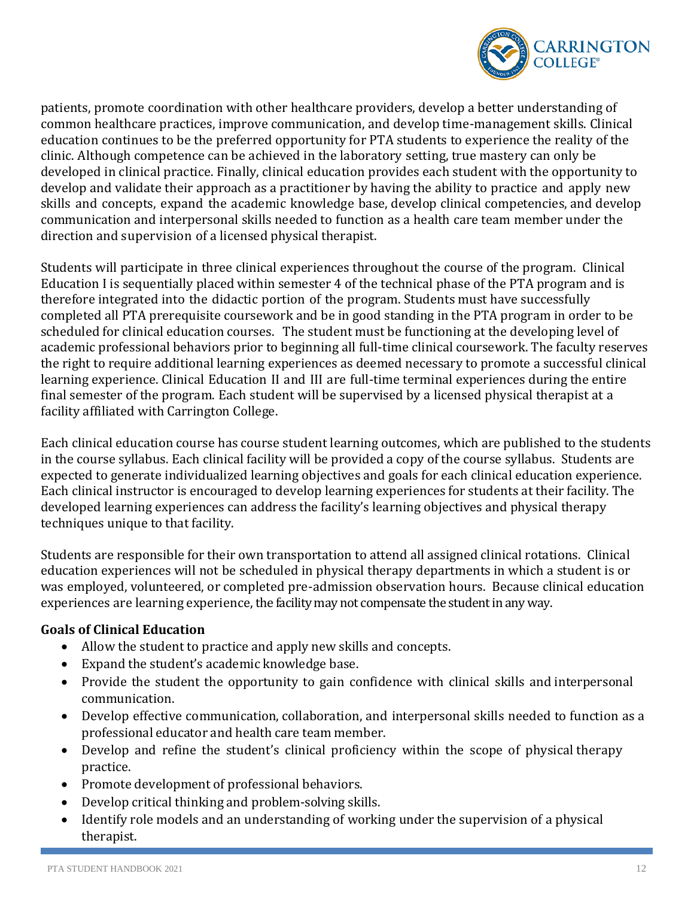patients, promote coordination with other healthcare providers, develop a better understanding of common healthcare practices, improve communication, and develop time-management skills. Clinical education continues to be the preferred opportunity for PTA students to experience the reality of the clinic. Although competence can be achieved in the laboratory setting, true mastery can only be developed in clinical practice. Finally, clinical education provides each student with the opportunity to develop and validate their approach as a practitioner by having the ability to practice and apply new skills and concepts, expand the academic knowledge base, develop clinical competencies, and develop communication and interpersonal skills needed to function as a health care team member under the direction and supervision of a licensed physical therapist.

Students will participate in three clinical experiences throughout the course of the program. Clinical Education I is sequentially placed within semester 4 of the technical phase of the PTA program and is therefore integrated into the didactic portion of the program. Students must have successfully completed all PTA prerequisite coursework and be in good standing in the PTA program in order to be scheduled for clinical education courses. The student must be functioning at the developing level of academic professional behaviors prior to beginning all full-time clinical coursework. The faculty reserves the right to require additional learning experiences as deemed necessary to promote a successful clinical learning experience. Clinical Education II and III are full-time terminal experiences during the entire final semester of the program. Each student will be supervised by a licensed physical therapist at a facility affiliated with Carrington College.

Each clinical education course has course student learning outcomes, which are published to the students in the course syllabus. Each clinical facility will be provided a copy of the course syllabus. Students are expected to generate individualized learning objectives and goals for each clinical education experience. Each clinical instructor is encouraged to develop learning experiences for students at their facility. The developed learning experiences can address the facility's learning objectives and physical therapy techniques unique to that facility.

Students are responsible for their own transportation to attend all assigned clinical rotations. Clinical education experiences will not be scheduled in physical therapy departments in which a student is or was employed, volunteered, or completed pre-admission observation hours. Because clinical education experiences are learning experience, the facility may not compensate the student in any way.

**Goals of Clinical Education**

- Allow the student to practice and apply new skills and concepts.
- Expand the student's academic knowledge base.
- Provide the student the opportunity to gain confidence with clinical skills and interpersonal communication.
- Develop effective communication, collaboration, and interpersonal skills needed to function as a professional educator and health care team member.
- Develop and refine the student's clinical proficiency within the scope of physical therapy practice.
- Promote development of professional behaviors.
- Develop critical thinking and problem-solving skills.
- Identify role models and an understanding of working under the supervision of a physical therapist.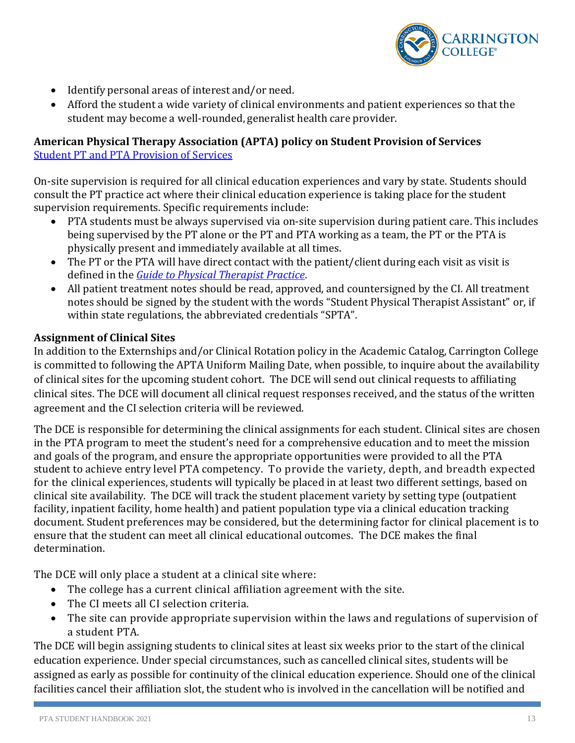- Identify personal areas of interest and/or need.
- Afford the student a wide variety of clinical environments and patient experiences so that the student may become a well-rounded, generalist health care provider.

**American Physical Therapy Association (APTA) policy on Student Provision of Services**
[Student PT and PTA Provision of Services]

On-site supervision is required for all clinical education experiences and vary by state. Students should consult the PT practice act where their clinical education experience is taking place for the student supervision requirements. Specific requirements include:

- PTA students must be always supervised via on-site supervision during patient care. This includes being supervised by the PT alone or the PT and PTA working as a team, the PT or the PTA is physically present and immediately available at all times.
- The PT or the PTA will have direct contact with the patient/client during each visit as visit is defined in the *Guide to Physical Therapist Practice*.
- All patient treatment notes should be read, approved, and countersigned by the CI. All treatment notes should be signed by the student with the words "Student Physical Therapist Assistant" or, if within state regulations, the abbreviated credentials "SPTA".

**Assignment of Clinical Sites**

In addition to the Externships and/or Clinical Rotation policy in the Academic Catalog, Carrington College is committed to following the APTA Uniform Mailing Date, when possible, to inquire about the availability of clinical sites for the upcoming student cohort. The DCE will send out clinical requests to affiliating clinical sites. The DCE will document all clinical request responses received, and the status of the written agreement and the CI selection criteria will be reviewed.

The DCE is responsible for determining the clinical assignments for each student. Clinical sites are chosen in the PTA program to meet the student's need for a comprehensive education and to meet the mission and goals of the program, and ensure the appropriate opportunities were provided to all the PTA student to achieve entry level PTA competency. To provide the variety, depth, and breadth expected for the clinical experiences, students will typically be placed in at least two different settings, based on clinical site availability. The DCE will track the student placement variety by setting type (outpatient facility, inpatient facility, home health) and patient population type via a clinical education tracking document. Student preferences may be considered, but the determining factor for clinical placement is to ensure that the student can meet all clinical educational outcomes. The DCE makes the final determination.

The DCE will only place a student at a clinical site where:

- The college has a current clinical affiliation agreement with the site.
- The CI meets all CI selection criteria.
- The site can provide appropriate supervision within the laws and regulations of supervision of a student PTA.

The DCE will begin assigning students to clinical sites at least six weeks prior to the start of the clinical education experience. Under special circumstances, such as cancelled clinical sites, students will be assigned as early as possible for continuity of the clinical education experience. Should one of the clinical facilities cancel their affiliation slot, the student who is involved in the cancellation will be notified and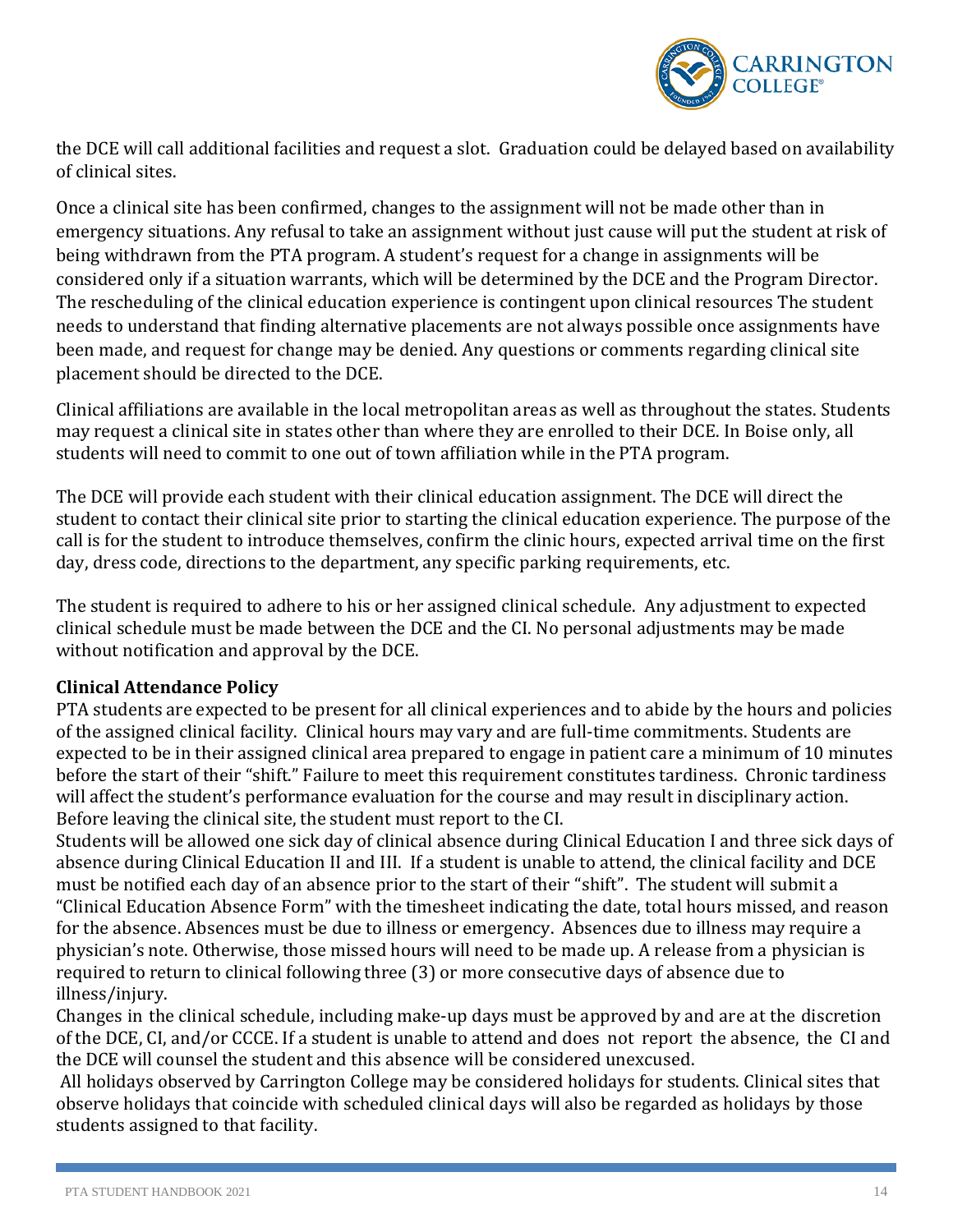the DCE will call additional facilities and request a slot. Graduation could be delayed based on availability of clinical sites.

Once a clinical site has been confirmed, changes to the assignment will not be made other than in emergency situations. Any refusal to take an assignment without just cause will put the student at risk of being withdrawn from the PTA program. A student's request for a change in assignments will be considered only if a situation warrants, which will be determined by the DCE and the Program Director. The rescheduling of the clinical education experience is contingent upon clinical resources The student needs to understand that finding alternative placements are not always possible once assignments have been made, and request for change may be denied. Any questions or comments regarding clinical site placement should be directed to the DCE.

Clinical affiliations are available in the local metropolitan areas as well as throughout the states. Students may request a clinical site in states other than where they are enrolled to their DCE. In Boise only, all students will need to commit to one out of town affiliation while in the PTA program.

The DCE will provide each student with their clinical education assignment. The DCE will direct the student to contact their clinical site prior to starting the clinical education experience. The purpose of the call is for the student to introduce themselves, confirm the clinic hours, expected arrival time on the first day, dress code, directions to the department, any specific parking requirements, etc.

The student is required to adhere to his or her assigned clinical schedule. Any adjustment to expected clinical schedule must be made between the DCE and the CI. No personal adjustments may be made without notification and approval by the DCE.

**Clinical Attendance Policy**

PTA students are expected to be present for all clinical experiences and to abide by the hours and policies of the assigned clinical facility. Clinical hours may vary and are full-time commitments. Students are expected to be in their assigned clinical area prepared to engage in patient care a minimum of 10 minutes before the start of their "shift." Failure to meet this requirement constitutes tardiness. Chronic tardiness will affect the student's performance evaluation for the course and may result in disciplinary action. Before leaving the clinical site, the student must report to the CI.

Students will be allowed one sick day of clinical absence during Clinical Education I and three sick days of absence during Clinical Education II and III. If a student is unable to attend, the clinical facility and DCE must be notified each day of an absence prior to the start of their "shift". The student will submit a "Clinical Education Absence Form" with the timesheet indicating the date, total hours missed, and reason for the absence. Absences must be due to illness or emergency. Absences due to illness may require a physician's note. Otherwise, those missed hours will need to be made up. A release from a physician is required to return to clinical following three (3) or more consecutive days of absence due to illness/injury.

Changes in the clinical schedule, including make-up days must be approved by and are at the discretion of the DCE, CI, and/or CCCE. If a student is unable to attend and does not report the absence, the CI and the DCE will counsel the student and this absence will be considered unexcused.

All holidays observed by Carrington College may be considered holidays for students. Clinical sites that observe holidays that coincide with scheduled clinical days will also be regarded as holidays by those students assigned to that facility.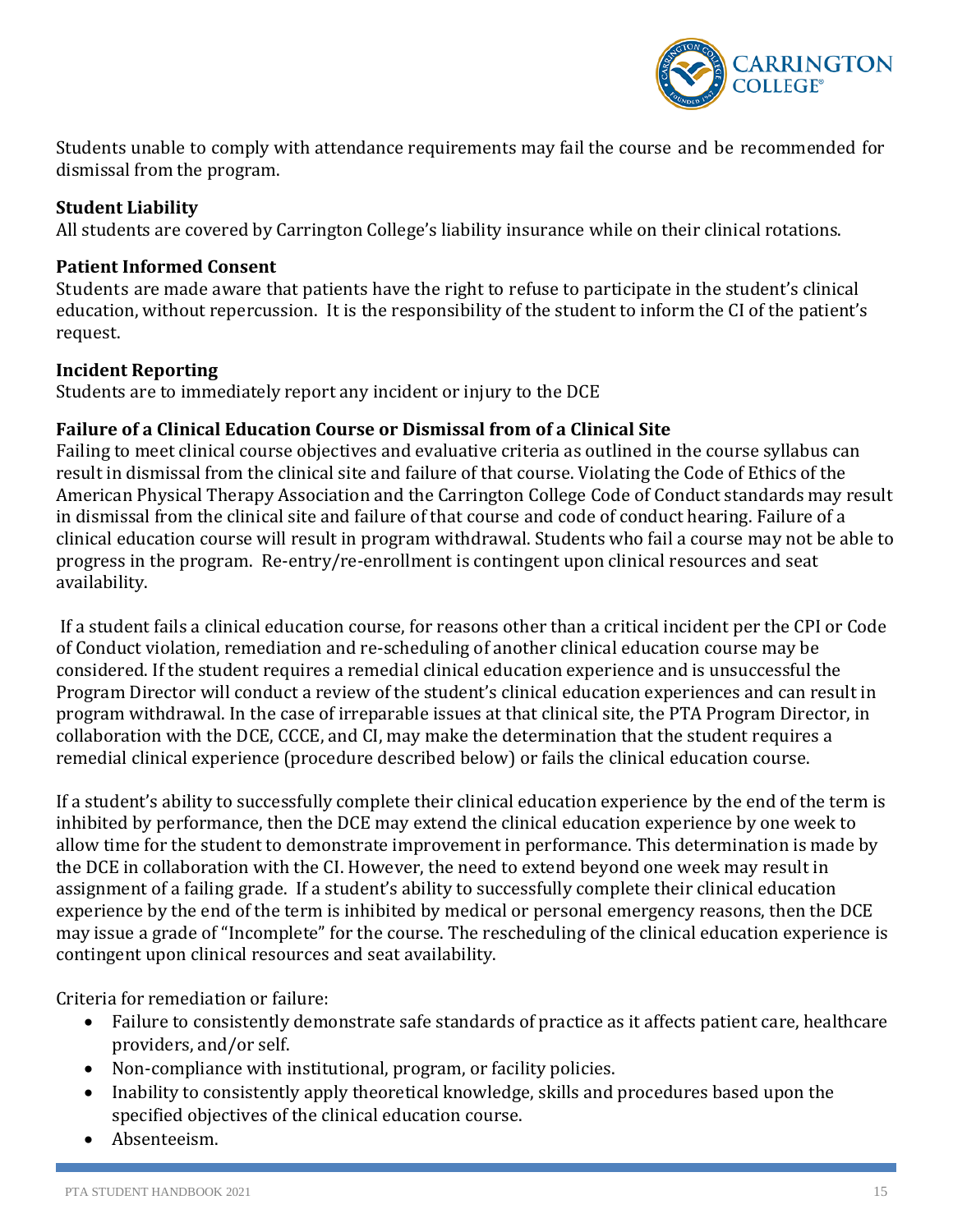Students unable to comply with attendance requirements may fail the course and be recommended for dismissal from the program.

**Student Liability**
All students are covered by Carrington College's liability insurance while on their clinical rotations.

**Patient Informed Consent**
Students are made aware that patients have the right to refuse to participate in the student's clinical education, without repercussion. It is the responsibility of the student to inform the CI of the patient's request.

**Incident Reporting**
Students are to immediately report any incident or injury to the DCE

**Failure of a Clinical Education Course or Dismissal from of a Clinical Site**
Failing to meet clinical course objectives and evaluative criteria as outlined in the course syllabus can result in dismissal from the clinical site and failure of that course. Violating the Code of Ethics of the American Physical Therapy Association and the Carrington College Code of Conduct standards may result in dismissal from the clinical site and failure of that course and code of conduct hearing. Failure of a clinical education course will result in program withdrawal. Students who fail a course may not be able to progress in the program. Re-entry/re-enrollment is contingent upon clinical resources and seat availability.

If a student fails a clinical education course, for reasons other than a critical incident per the CPI or Code of Conduct violation, remediation and re-scheduling of another clinical education course may be considered. If the student requires a remedial clinical education experience and is unsuccessful the Program Director will conduct a review of the student's clinical education experiences and can result in program withdrawal. In the case of irreparable issues at that clinical site, the PTA Program Director, in collaboration with the DCE, CCCE, and CI, may make the determination that the student requires a remedial clinical experience (procedure described below) or fails the clinical education course.

If a student's ability to successfully complete their clinical education experience by the end of the term is inhibited by performance, then the DCE may extend the clinical education experience by one week to allow time for the student to demonstrate improvement in performance. This determination is made by the DCE in collaboration with the CI. However, the need to extend beyond one week may result in assignment of a failing grade. If a student's ability to successfully complete their clinical education experience by the end of the term is inhibited by medical or personal emergency reasons, then the DCE may issue a grade of "Incomplete" for the course. The rescheduling of the clinical education experience is contingent upon clinical resources and seat availability.

Criteria for remediation or failure:

- Failure to consistently demonstrate safe standards of practice as it affects patient care, healthcare providers, and/or self.
- Non-compliance with institutional, program, or facility policies.
- Inability to consistently apply theoretical knowledge, skills and procedures based upon the specified objectives of the clinical education course.
- Absenteeism.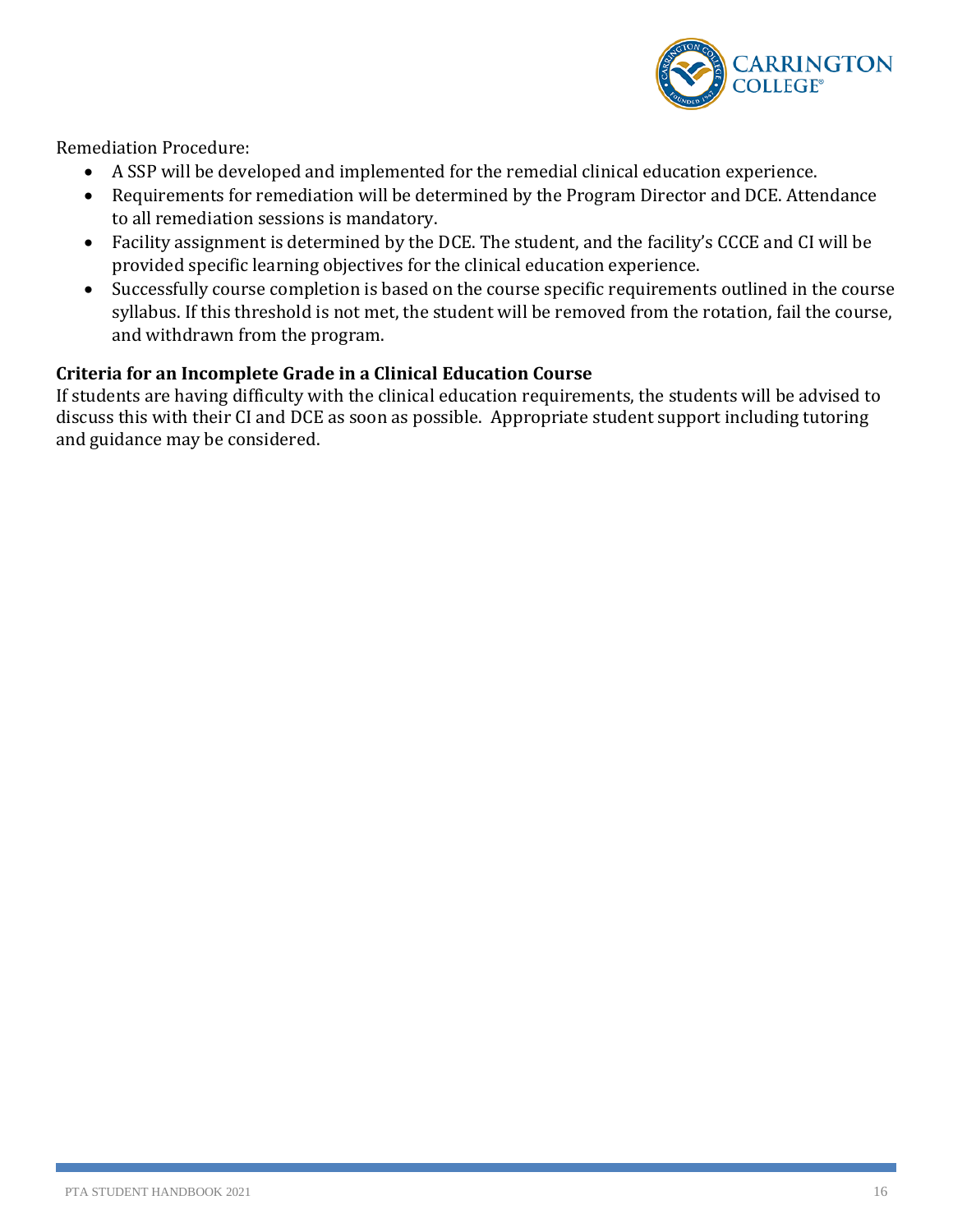Remediation Procedure:

- A SSP will be developed and implemented for the remedial clinical education experience.
- Requirements for remediation will be determined by the Program Director and DCE. Attendance to all remediation sessions is mandatory.
- Facility assignment is determined by the DCE. The student, and the facility's CCCE and CI will be provided specific learning objectives for the clinical education experience.
- Successfully course completion is based on the course specific requirements outlined in the course syllabus. If this threshold is not met, the student will be removed from the rotation, fail the course, and withdrawn from the program.

**Criteria for an Incomplete Grade in a Clinical Education Course**

If students are having difficulty with the clinical education requirements, the students will be advised to discuss this with their CI and DCE as soon as possible. Appropriate student support including tutoring and guidance may be considered.